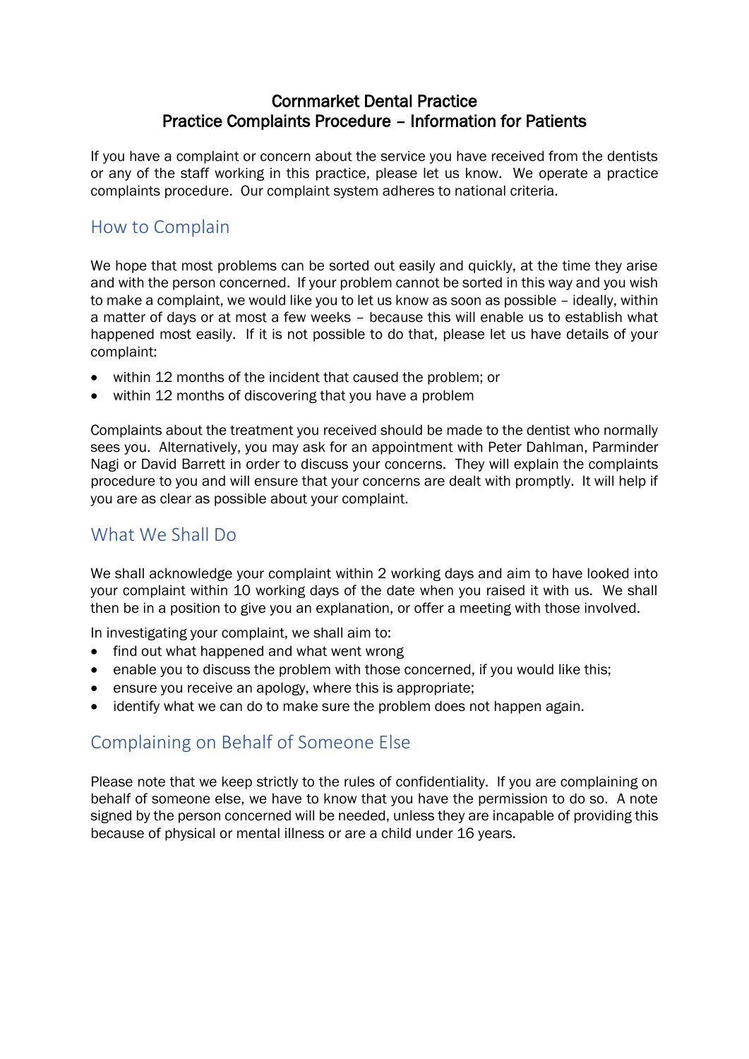# Cornmarket Dental Practice
# Practice Complaints Procedure – Information for Patients

If you have a complaint or concern about the service you have received from the dentists or any of the staff working in this practice, please let us know. We operate a practice complaints procedure. Our complaint system adheres to national criteria.

## How to Complain

We hope that most problems can be sorted out easily and quickly, at the time they arise and with the person concerned. If your problem cannot be sorted in this way and you wish to make a complaint, we would like you to let us know as soon as possible – ideally, within a matter of days or at most a few weeks – because this will enable us to establish what happened most easily. If it is not possible to do that, please let us have details of your complaint:

- within 12 months of the incident that caused the problem; or
- within 12 months of discovering that you have a problem

Complaints about the treatment you received should be made to the dentist who normally sees you. Alternatively, you may ask for an appointment with Peter Dahlman, Parminder Nagi or David Barrett in order to discuss your concerns. They will explain the complaints procedure to you and will ensure that your concerns are dealt with promptly. It will help if you are as clear as possible about your complaint.

## What We Shall Do

We shall acknowledge your complaint within 2 working days and aim to have looked into your complaint within 10 working days of the date when you raised it with us. We shall then be in a position to give you an explanation, or offer a meeting with those involved.

In investigating your complaint, we shall aim to:

- find out what happened and what went wrong
- enable you to discuss the problem with those concerned, if you would like this;
- ensure you receive an apology, where this is appropriate;
- identify what we can do to make sure the problem does not happen again.

## Complaining on Behalf of Someone Else

Please note that we keep strictly to the rules of confidentiality. If you are complaining on behalf of someone else, we have to know that you have the permission to do so. A note signed by the person concerned will be needed, unless they are incapable of providing this because of physical or mental illness or are a child under 16 years.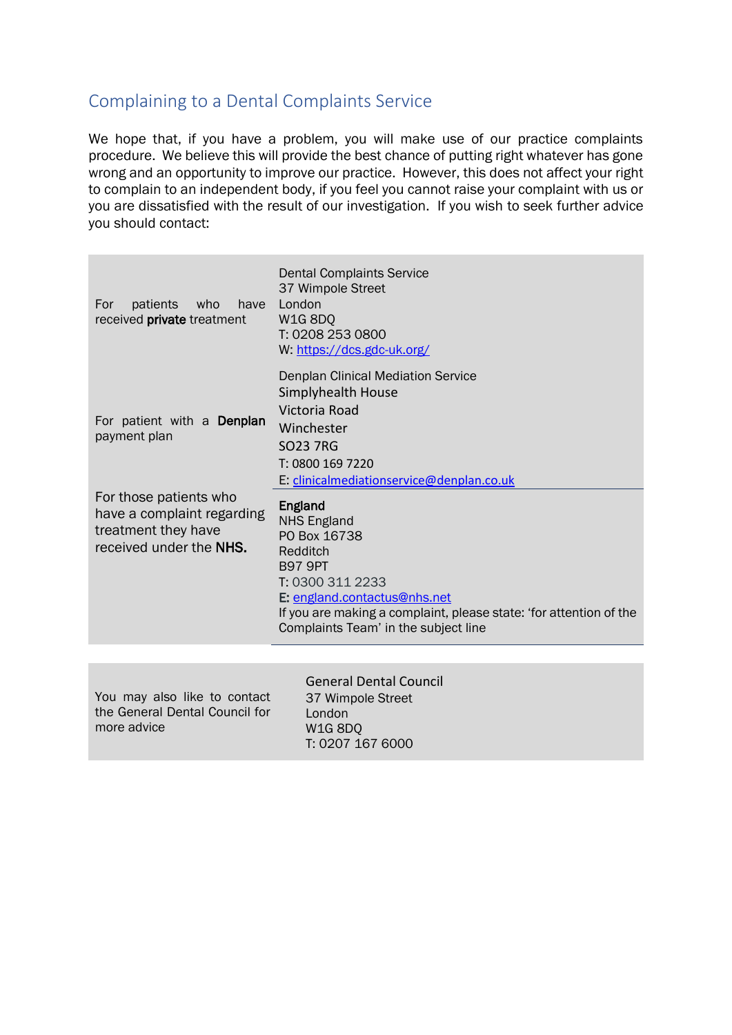## Complaining to a Dental Complaints Service

We hope that, if you have a problem, you will make use of our practice complaints procedure. We believe this will provide the best chance of putting right whatever has gone wrong and an opportunity to improve our practice. However, this does not affect your right to complain to an independent body, if you feel you cannot raise your complaint with us or you are dissatisfied with the result of our investigation. If you wish to seek further advice you should contact:

| | |
|---|---|
| For patients who have received **private** treatment | Dental Complaints Service<br>37 Wimpole Street<br>London<br>W1G 8DQ<br>T: 0208 253 0800<br>W: https://dcs.gdc-uk.org/ |
| For patient with a **Denplan** payment plan | Denplan Clinical Mediation Service<br>Simplyhealth House<br>Victoria Road<br>Winchester<br>SO23 7RG<br>T: 0800 169 7220<br>E: clinicalmediationservice@denplan.co.uk |
| For those patients who have a complaint regarding treatment they have received under the **NHS.** | **England**<br>NHS England<br>PO Box 16738<br>Redditch<br>B97 9PT<br>T: 0300 311 2233<br>**E:** england.contactus@nhs.net<br>If you are making a complaint, please state: 'for attention of the Complaints Team' in the subject line |

| | |
|---|---|
| You may also like to contact the General Dental Council for more advice | General Dental Council<br>37 Wimpole Street<br>London<br>W1G 8DQ<br>T: 0207 167 6000 |